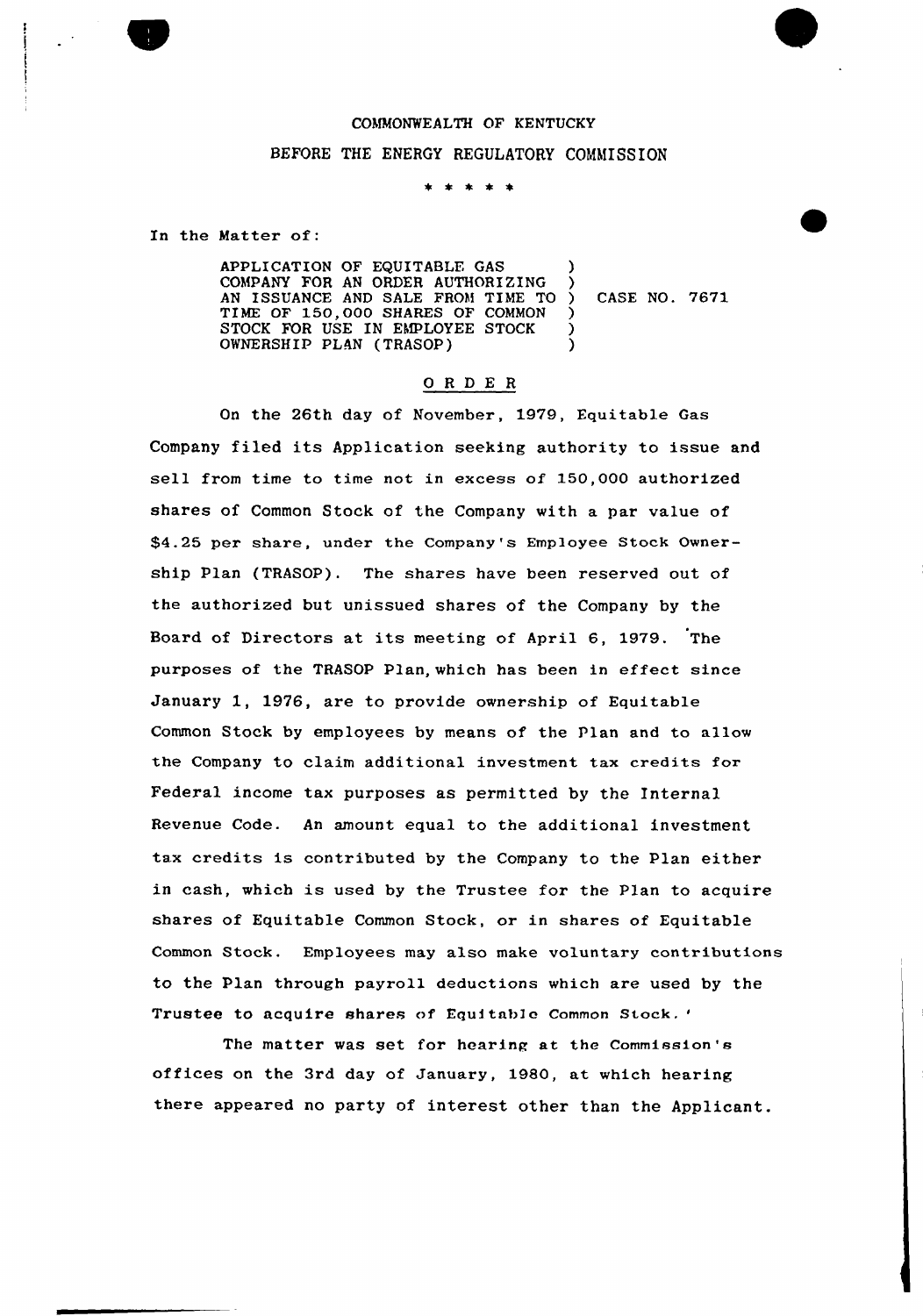COMMONWEALTH OF KENTUCKY

BEFORE THE ENERGY REGULATORY COMMISSION

\* \* \* \* \*

In the Matter of:

| | | |
|---|---|---|
| APPLICATION OF EQUITABLE GAS COMPANY FOR AN ORDER AUTHORIZING AN ISSUANCE AND SALE FROM TIME TO TIME OF 150,000 SHARES OF COMMON STOCK FOR USE IN EMPLOYEE STOCK OWNERSHIP PLAN (TRASOP) | ) | CASE NO. 7671 |

## O R D E R

On the 26th day of November, 1979, Equitable Gas Company filed its Application seeking authority to issue and sell from time to time not in excess of 150,000 authorized shares of Common Stock of the Company with a par value of $4.25 per share, under the Company's Employee Stock Ownership Plan (TRASOP). The shares have been reserved out of the authorized but unissued shares of the Company by the Board of Directors at its meeting of April 6, 1979. The purposes of the TRASOP Plan, which has been in effect since January 1, 1976, are to provide ownership of Equitable Common Stock by employees by means of the Plan and to allow the Company to claim additional investment tax credits for Federal income tax purposes as permitted by the Internal Revenue Code. An amount equal to the additional investment tax credits is contributed by the Company to the Plan either in cash, which is used by the Trustee for the Plan to acquire shares of Equitable Common Stock, or in shares of Equitable Common Stock. Employees may also make voluntary contributions to the Plan through payroll deductions which are used by the Trustee to acquire shares of Equitable Common Stock.'

The matter was set for hearing at the Commission's offices on the 3rd day of January, 1980, at which hearing there appeared no party of interest other than the Applicant.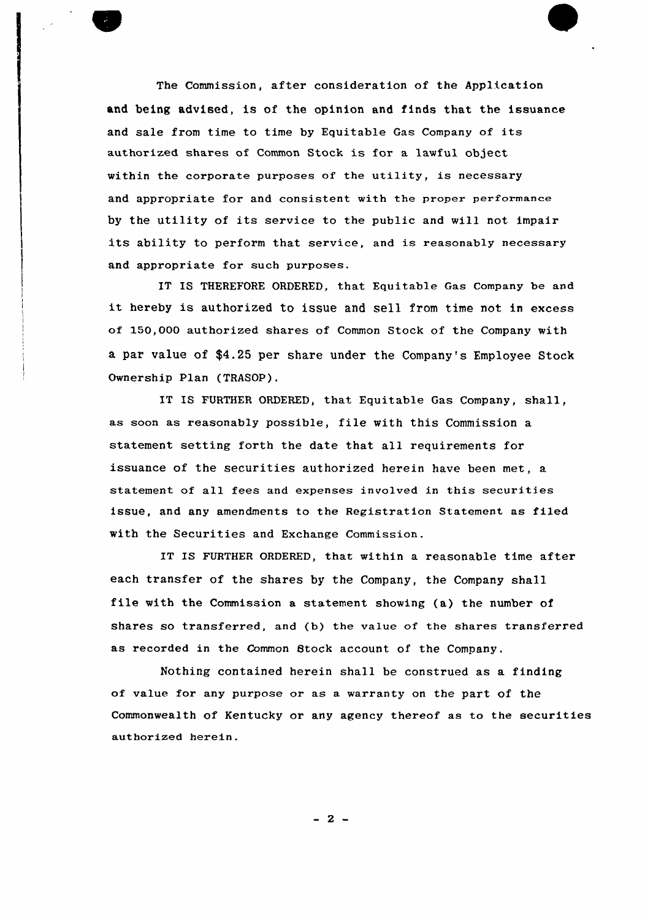The Commission, after consideration of the Application and being advised, is of the opinion and finds that the issuance and sale from time to time by Equitable Gas Company of its authorized shares of Common Stock is for a lawful object within the corporate purposes of the utility, is necessary and appropriate for and consistent with the proper performance by the utility of its service to the public and will not impair its ability to perform that service, and is reasonably necessary and appropriate for such purposes.

IT IS THEREFORE ORDERED, that Equitable Gas Company be and it hereby is authorized to issue and sell from time not in excess of 150,000 authorized shares of Common Stock of the Company with a par value of $4.25 per share under the Company's Employee Stock Ownership Plan (TRASOP).

IT IS FURTHER ORDERED, that Equitable Gas Company, shall, as soon as reasonably possible, file with this Commission a statement setting forth the date that all requirements for issuance of the securities authorized herein have been met, a statement of all fees and expenses involved in this securities issue, and any amendments to the Registration Statement as filed with the Securities and Exchange Commission.

IT IS FURTHER ORDERED, that within a reasonable time after each transfer of the shares by the Company, the Company shall file with the Commission a statement showing (a) the number of shares so transferred, and (b) the value of the shares transferred as recorded in the Common Stock account of the Company.

Nothing contained herein shall be construed as a finding of value for any purpose or as a warranty on the part of the Commonwealth of Kentucky or any agency thereof as to the securities authorized herein.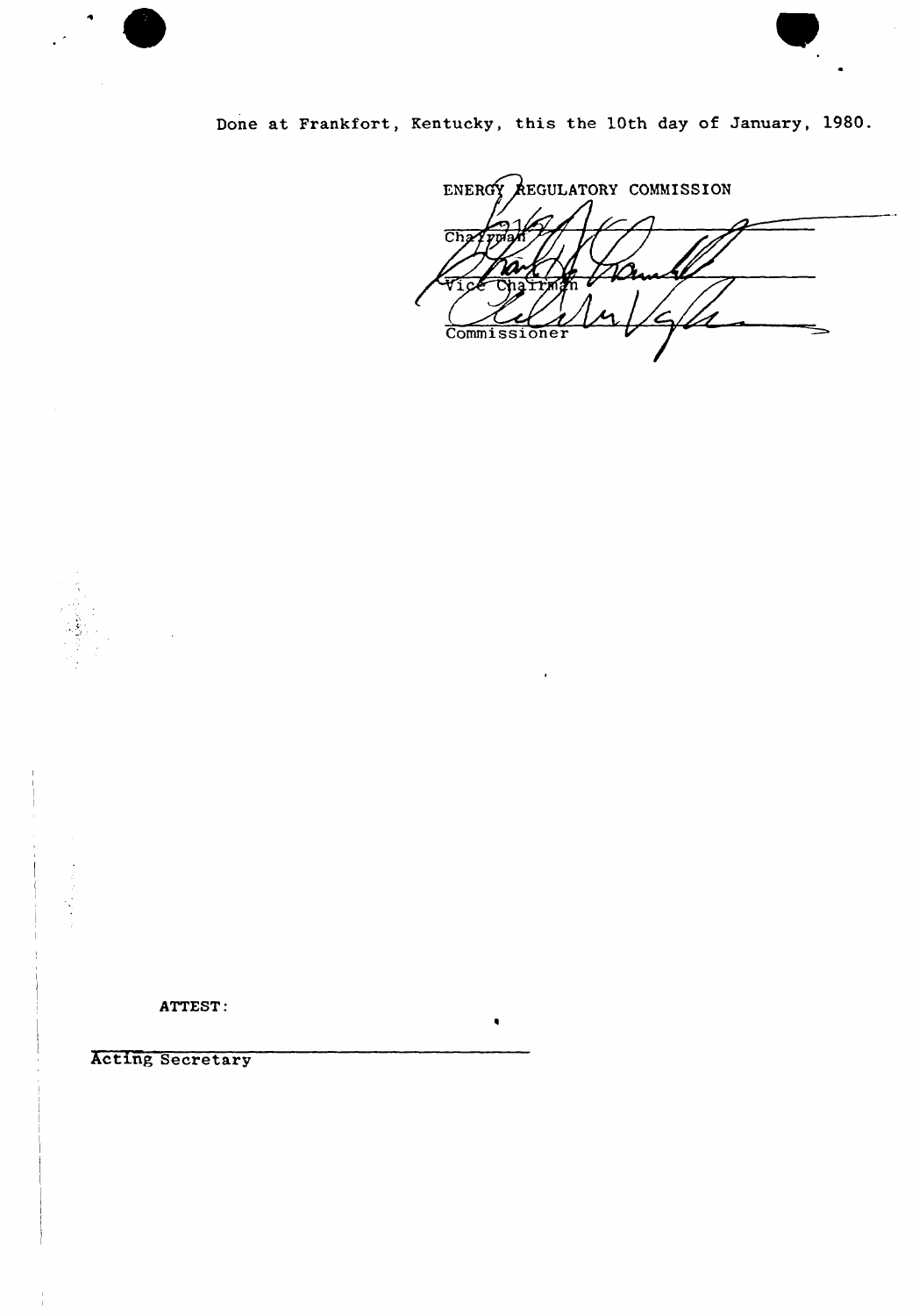Done at Frankfort, Kentucky, this the 10th day of January, 1980.

ENERGY REGULATORY COMMISSION

Chairman

Vice Chairman

Commissioner

ATTEST:

Acting Secretary